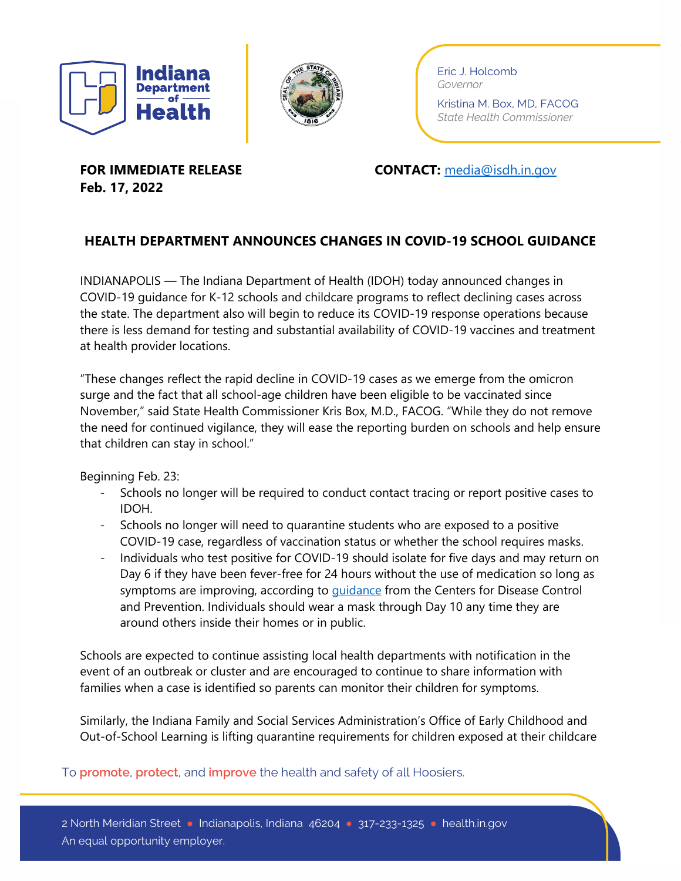Indiana Department of Health

Eric J. Holcomb
*Governor*

Kristina M. Box, MD, FACOG
*State Health Commissioner*

**FOR IMMEDIATE RELEASE**
**Feb. 17, 2022**

**CONTACT:** [media@isdh.in.gov](mailto:media@isdh.in.gov)

## HEALTH DEPARTMENT ANNOUNCES CHANGES IN COVID-19 SCHOOL GUIDANCE

INDIANAPOLIS — The Indiana Department of Health (IDOH) today announced changes in COVID-19 guidance for K-12 schools and childcare programs to reflect declining cases across the state. The department also will begin to reduce its COVID-19 response operations because there is less demand for testing and substantial availability of COVID-19 vaccines and treatment at health provider locations.

"These changes reflect the rapid decline in COVID-19 cases as we emerge from the omicron surge and the fact that all school-age children have been eligible to be vaccinated since November," said State Health Commissioner Kris Box, M.D., FACOG. "While they do not remove the need for continued vigilance, they will ease the reporting burden on schools and help ensure that children can stay in school."

Beginning Feb. 23:

- Schools no longer will be required to conduct contact tracing or report positive cases to IDOH.
- Schools no longer will need to quarantine students who are exposed to a positive COVID-19 case, regardless of vaccination status or whether the school requires masks.
- Individuals who test positive for COVID-19 should isolate for five days and may return on Day 6 if they have been fever-free for 24 hours without the use of medication so long as symptoms are improving, according to guidance from the Centers for Disease Control and Prevention. Individuals should wear a mask through Day 10 any time they are around others inside their homes or in public.

Schools are expected to continue assisting local health departments with notification in the event of an outbreak or cluster and are encouraged to continue to share information with families when a case is identified so parents can monitor their children for symptoms.

Similarly, the Indiana Family and Social Services Administration's Office of Early Childhood and Out-of-School Learning is lifting quarantine requirements for children exposed at their childcare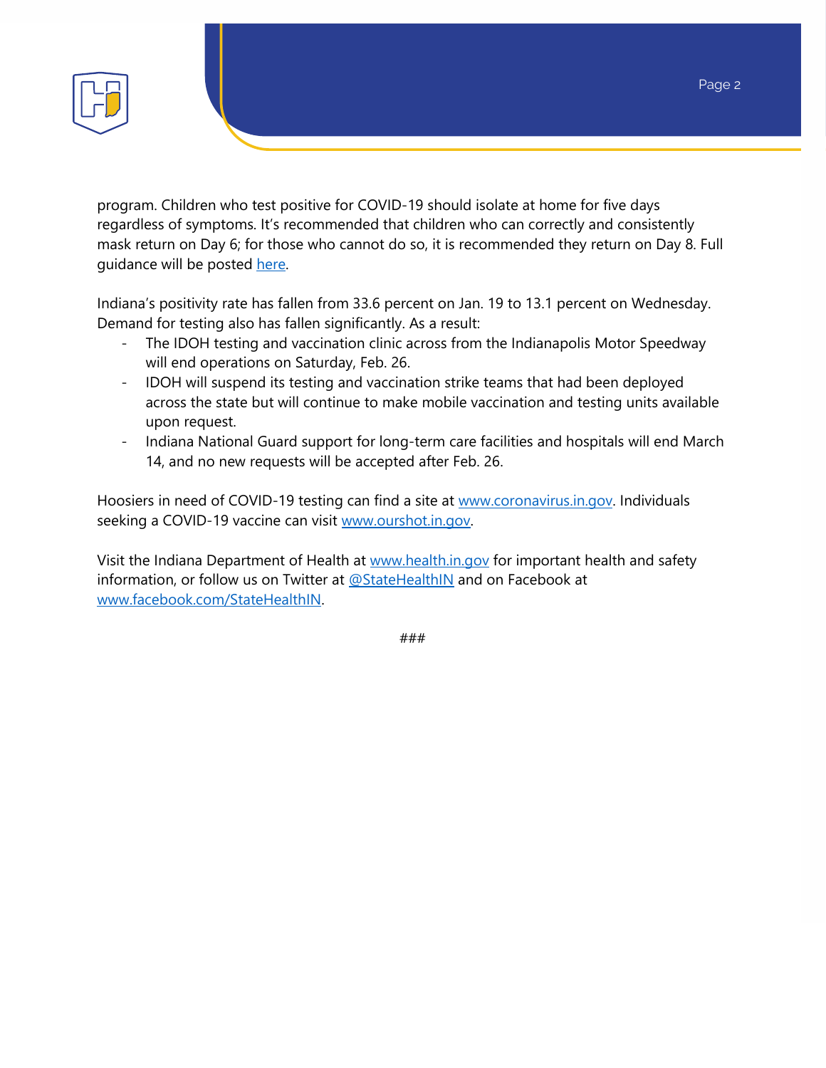program. Children who test positive for COVID-19 should isolate at home for five days regardless of symptoms. It's recommended that children who can correctly and consistently mask return on Day 6; for those who cannot do so, it is recommended they return on Day 8. Full guidance will be posted [here](here).

Indiana's positivity rate has fallen from 33.6 percent on Jan. 19 to 13.1 percent on Wednesday. Demand for testing also has fallen significantly. As a result:

- The IDOH testing and vaccination clinic across from the Indianapolis Motor Speedway will end operations on Saturday, Feb. 26.
- IDOH will suspend its testing and vaccination strike teams that had been deployed across the state but will continue to make mobile vaccination and testing units available upon request.
- Indiana National Guard support for long-term care facilities and hospitals will end March 14, and no new requests will be accepted after Feb. 26.

Hoosiers in need of COVID-19 testing can find a site at www.coronavirus.in.gov. Individuals seeking a COVID-19 vaccine can visit www.ourshot.in.gov.

Visit the Indiana Department of Health at www.health.in.gov for important health and safety information, or follow us on Twitter at @StateHealthIN and on Facebook at www.facebook.com/StateHealthIN.

###